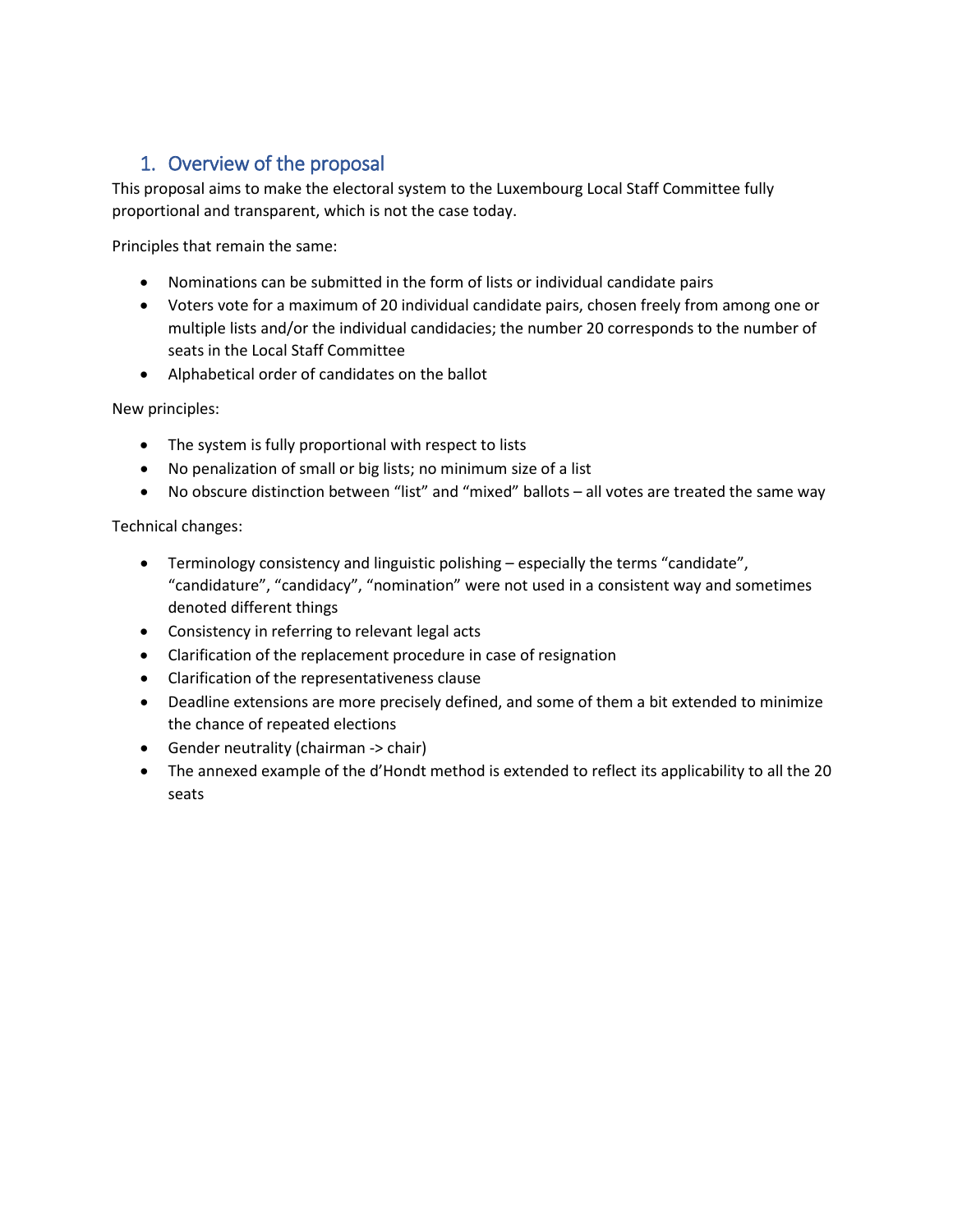## 1. Overview of the proposal

This proposal aims to make the electoral system to the Luxembourg Local Staff Committee fully proportional and transparent, which is not the case today.

Principles that remain the same:

- Nominations can be submitted in the form of lists or individual candidate pairs
- Voters vote for a maximum of 20 individual candidate pairs, chosen freely from among one or multiple lists and/or the individual candidacies; the number 20 corresponds to the number of seats in the Local Staff Committee
- Alphabetical order of candidates on the ballot

New principles:

- The system is fully proportional with respect to lists
- No penalization of small or big lists; no minimum size of a list
- No obscure distinction between "list" and "mixed" ballots – all votes are treated the same way

Technical changes:

- Terminology consistency and linguistic polishing – especially the terms "candidate", "candidature", "candidacy", "nomination" were not used in a consistent way and sometimes denoted different things
- Consistency in referring to relevant legal acts
- Clarification of the replacement procedure in case of resignation
- Clarification of the representativeness clause
- Deadline extensions are more precisely defined, and some of them a bit extended to minimize the chance of repeated elections
- Gender neutrality (chairman -> chair)
- The annexed example of the d'Hondt method is extended to reflect its applicability to all the 20 seats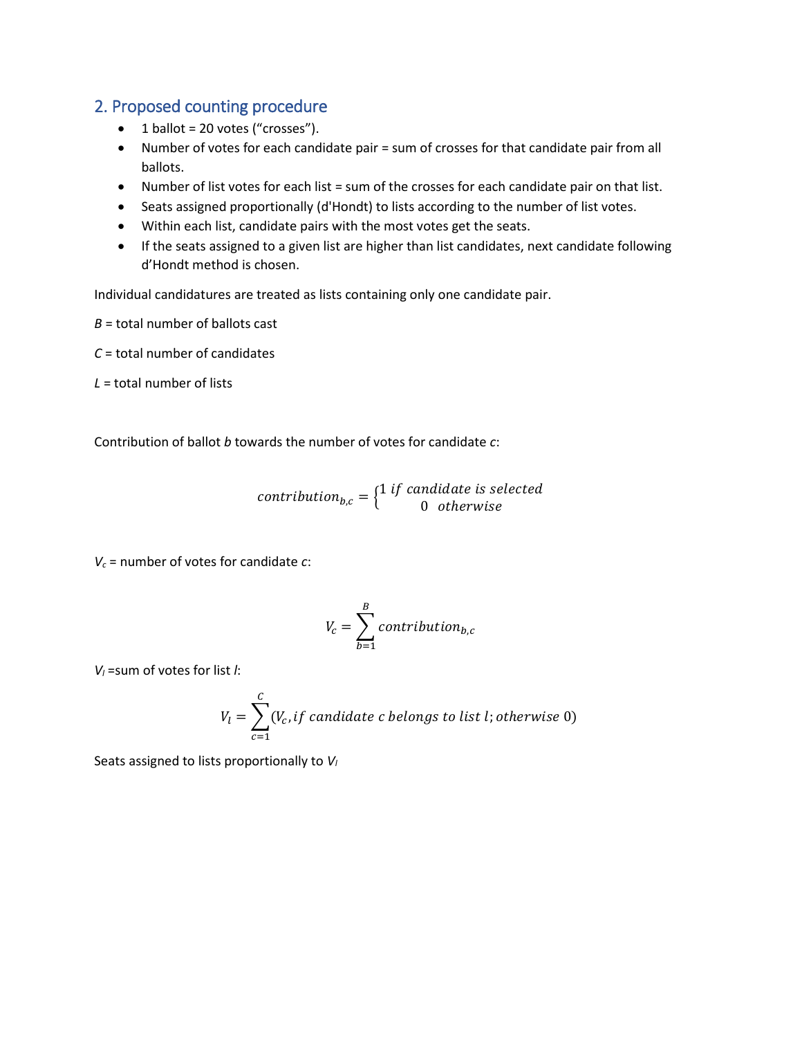## 2. Proposed counting procedure

- 1 ballot = 20 votes (“crosses”).
- Number of votes for each candidate pair = sum of crosses for that candidate pair from all ballots.
- Number of list votes for each list = sum of the crosses for each candidate pair on that list.
- Seats assigned proportionally (d'Hondt) to lists according to the number of list votes.
- Within each list, candidate pairs with the most votes get the seats.
- If the seats assigned to a given list are higher than list candidates, next candidate following d’Hondt method is chosen.

Individual candidatures are treated as lists containing only one candidate pair.

*B* = total number of ballots cast

*C* = total number of candidates

*L* = total number of lists

Contribution of ballot *b* towards the number of votes for candidate *c*:

$$contribution_{b,c} = \begin{cases} 1 \ if \ candidate \ is \ selected \\ 0 \ \ otherwise \end{cases}$$

$V_c$ = number of votes for candidate *c*:

$$V_c = \sum_{b=1}^{B} contribution_{b,c}$$

$V_l$ =sum of votes for list *l*:

$$V_l = \sum_{c=1}^{C} (V_c, if \ candidate \ c \ belongs \ to \ list \ l; otherwise \ 0)$$

Seats assigned to lists proportionally to $V_l$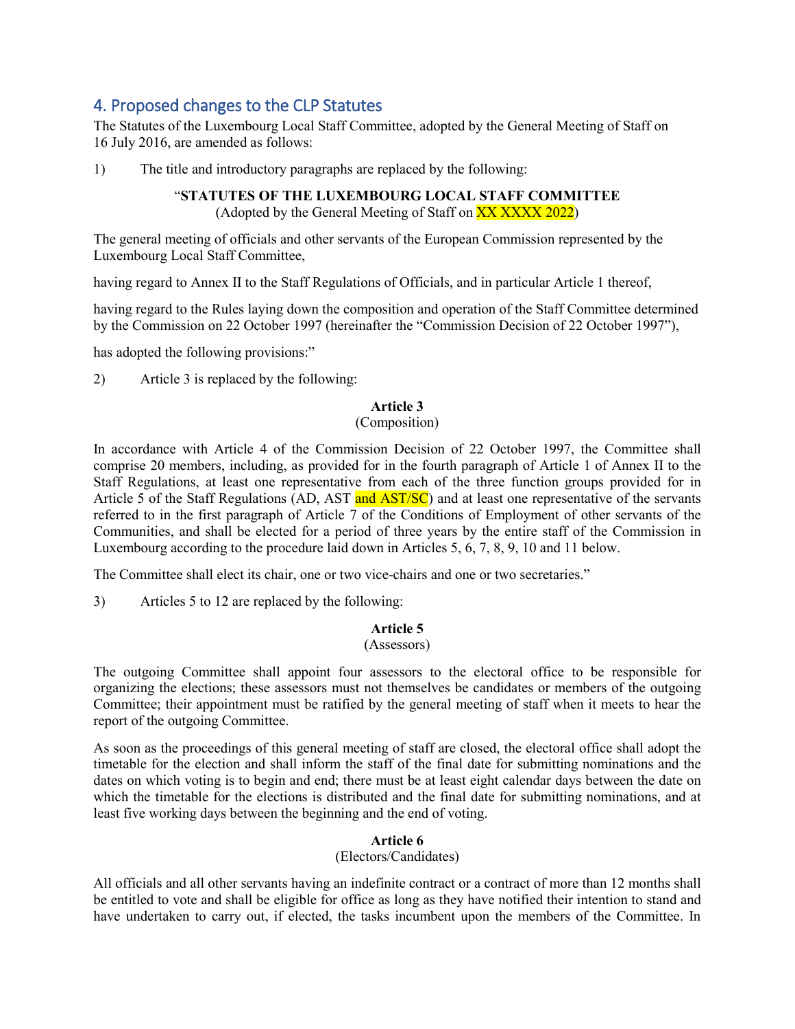## 4. Proposed changes to the CLP Statutes

The Statutes of the Luxembourg Local Staff Committee, adopted by the General Meeting of Staff on 16 July 2016, are amended as follows:

1) The title and introductory paragraphs are replaced by the following:

"**STATUTES OF THE LUXEMBOURG LOCAL STAFF COMMITTEE**
(Adopted by the General Meeting of Staff on XX XXXX 2022)

The general meeting of officials and other servants of the European Commission represented by the Luxembourg Local Staff Committee,

having regard to Annex II to the Staff Regulations of Officials, and in particular Article 1 thereof,

having regard to the Rules laying down the composition and operation of the Staff Committee determined by the Commission on 22 October 1997 (hereinafter the "Commission Decision of 22 October 1997"),

has adopted the following provisions:"

2) Article 3 is replaced by the following:

**Article 3**
(Composition)

In accordance with Article 4 of the Commission Decision of 22 October 1997, the Committee shall comprise 20 members, including, as provided for in the fourth paragraph of Article 1 of Annex II to the Staff Regulations, at least one representative from each of the three function groups provided for in Article 5 of the Staff Regulations (AD, AST and AST/SC) and at least one representative of the servants referred to in the first paragraph of Article 7 of the Conditions of Employment of other servants of the Communities, and shall be elected for a period of three years by the entire staff of the Commission in Luxembourg according to the procedure laid down in Articles 5, 6, 7, 8, 9, 10 and 11 below.

The Committee shall elect its chair, one or two vice-chairs and one or two secretaries."

3) Articles 5 to 12 are replaced by the following:

**Article 5**
(Assessors)

The outgoing Committee shall appoint four assessors to the electoral office to be responsible for organizing the elections; these assessors must not themselves be candidates or members of the outgoing Committee; their appointment must be ratified by the general meeting of staff when it meets to hear the report of the outgoing Committee.

As soon as the proceedings of this general meeting of staff are closed, the electoral office shall adopt the timetable for the election and shall inform the staff of the final date for submitting nominations and the dates on which voting is to begin and end; there must be at least eight calendar days between the date on which the timetable for the elections is distributed and the final date for submitting nominations, and at least five working days between the beginning and the end of voting.

**Article 6**
(Electors/Candidates)

All officials and all other servants having an indefinite contract or a contract of more than 12 months shall be entitled to vote and shall be eligible for office as long as they have notified their intention to stand and have undertaken to carry out, if elected, the tasks incumbent upon the members of the Committee. In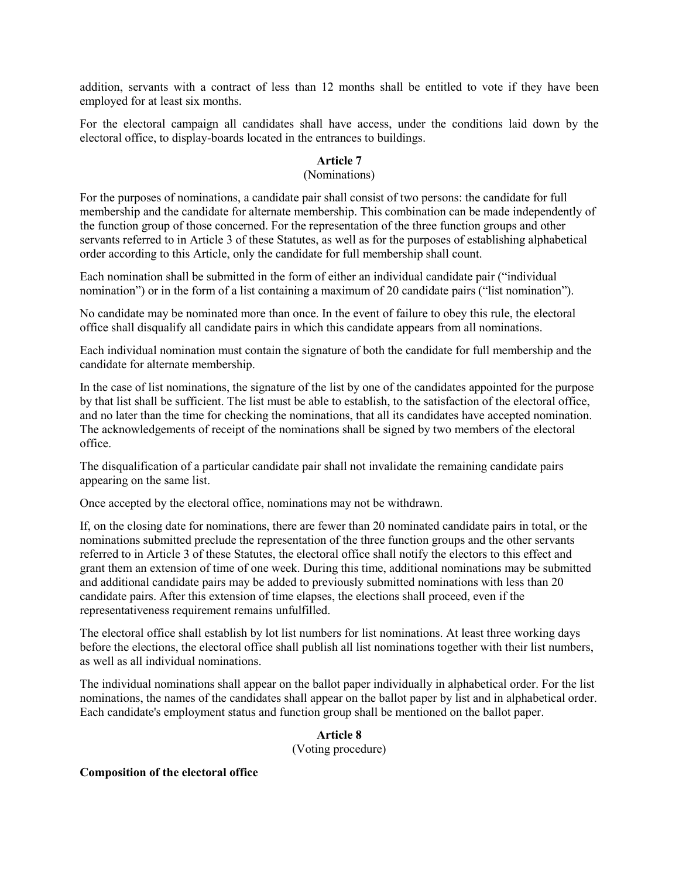addition, servants with a contract of less than 12 months shall be entitled to vote if they have been employed for at least six months.

For the electoral campaign all candidates shall have access, under the conditions laid down by the electoral office, to display-boards located in the entrances to buildings.

**Article 7**
(Nominations)

For the purposes of nominations, a candidate pair shall consist of two persons: the candidate for full membership and the candidate for alternate membership. This combination can be made independently of the function group of those concerned. For the representation of the three function groups and other servants referred to in Article 3 of these Statutes, as well as for the purposes of establishing alphabetical order according to this Article, only the candidate for full membership shall count.

Each nomination shall be submitted in the form of either an individual candidate pair ("individual nomination") or in the form of a list containing a maximum of 20 candidate pairs ("list nomination").

No candidate may be nominated more than once. In the event of failure to obey this rule, the electoral office shall disqualify all candidate pairs in which this candidate appears from all nominations.

Each individual nomination must contain the signature of both the candidate for full membership and the candidate for alternate membership.

In the case of list nominations, the signature of the list by one of the candidates appointed for the purpose by that list shall be sufficient. The list must be able to establish, to the satisfaction of the electoral office, and no later than the time for checking the nominations, that all its candidates have accepted nomination. The acknowledgements of receipt of the nominations shall be signed by two members of the electoral office.

The disqualification of a particular candidate pair shall not invalidate the remaining candidate pairs appearing on the same list.

Once accepted by the electoral office, nominations may not be withdrawn.

If, on the closing date for nominations, there are fewer than 20 nominated candidate pairs in total, or the nominations submitted preclude the representation of the three function groups and the other servants referred to in Article 3 of these Statutes, the electoral office shall notify the electors to this effect and grant them an extension of time of one week. During this time, additional nominations may be submitted and additional candidate pairs may be added to previously submitted nominations with less than 20 candidate pairs. After this extension of time elapses, the elections shall proceed, even if the representativeness requirement remains unfulfilled.

The electoral office shall establish by lot list numbers for list nominations. At least three working days before the elections, the electoral office shall publish all list nominations together with their list numbers, as well as all individual nominations.

The individual nominations shall appear on the ballot paper individually in alphabetical order. For the list nominations, the names of the candidates shall appear on the ballot paper by list and in alphabetical order. Each candidate's employment status and function group shall be mentioned on the ballot paper.

**Article 8**
(Voting procedure)

**Composition of the electoral office**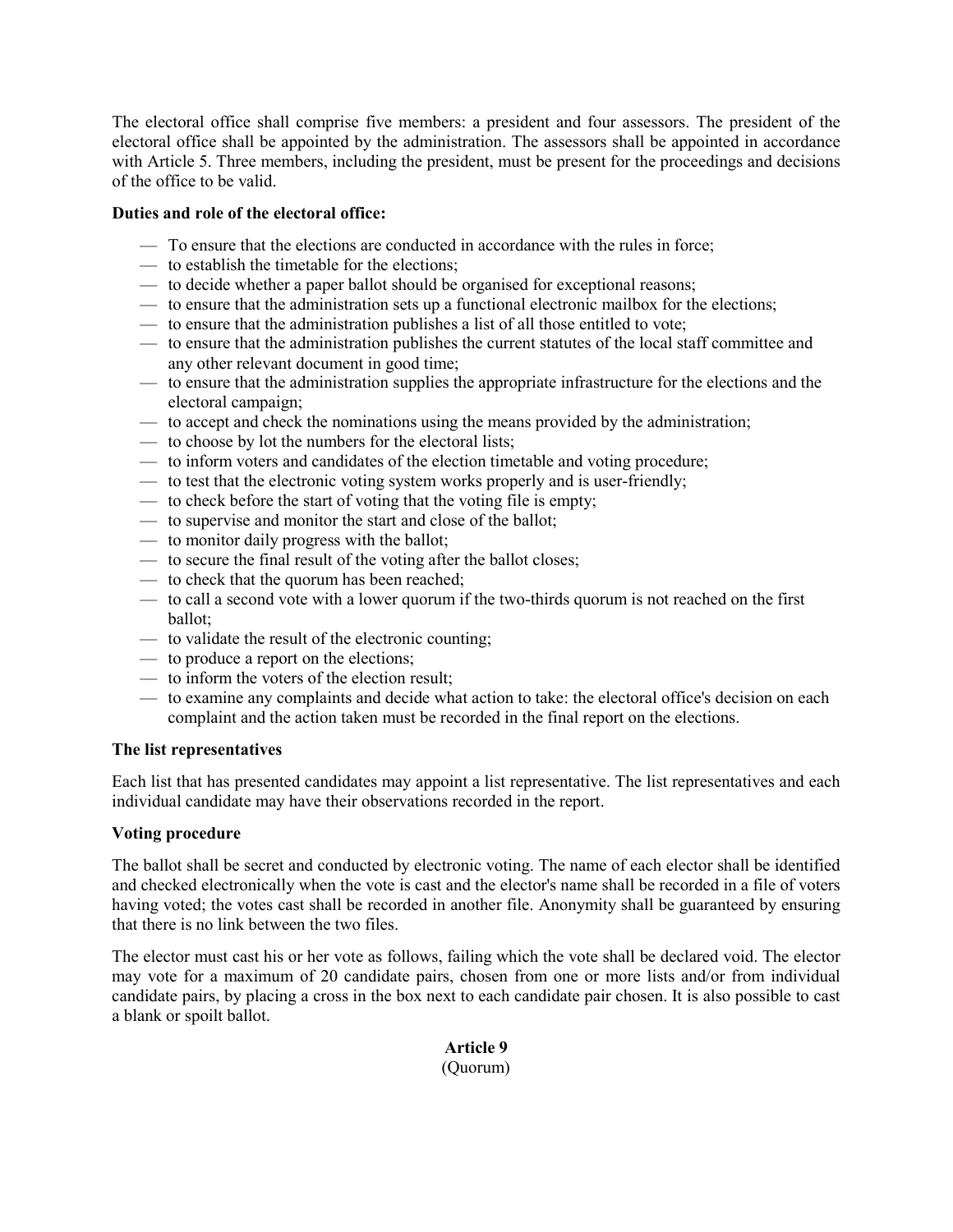The electoral office shall comprise five members: a president and four assessors. The president of the electoral office shall be appointed by the administration. The assessors shall be appointed in accordance with Article 5. Three members, including the president, must be present for the proceedings and decisions of the office to be valid.

**Duties and role of the electoral office:**

- To ensure that the elections are conducted in accordance with the rules in force;
- to establish the timetable for the elections;
- to decide whether a paper ballot should be organised for exceptional reasons;
- to ensure that the administration sets up a functional electronic mailbox for the elections;
- to ensure that the administration publishes a list of all those entitled to vote;
- to ensure that the administration publishes the current statutes of the local staff committee and any other relevant document in good time;
- to ensure that the administration supplies the appropriate infrastructure for the elections and the electoral campaign;
- to accept and check the nominations using the means provided by the administration;
- to choose by lot the numbers for the electoral lists;
- to inform voters and candidates of the election timetable and voting procedure;
- to test that the electronic voting system works properly and is user-friendly;
- to check before the start of voting that the voting file is empty;
- to supervise and monitor the start and close of the ballot;
- to monitor daily progress with the ballot;
- to secure the final result of the voting after the ballot closes;
- to check that the quorum has been reached;
- to call a second vote with a lower quorum if the two-thirds quorum is not reached on the first ballot;
- to validate the result of the electronic counting;
- to produce a report on the elections;
- to inform the voters of the election result;
- to examine any complaints and decide what action to take: the electoral office's decision on each complaint and the action taken must be recorded in the final report on the elections.

**The list representatives**

Each list that has presented candidates may appoint a list representative. The list representatives and each individual candidate may have their observations recorded in the report.

**Voting procedure**

The ballot shall be secret and conducted by electronic voting. The name of each elector shall be identified and checked electronically when the vote is cast and the elector's name shall be recorded in a file of voters having voted; the votes cast shall be recorded in another file. Anonymity shall be guaranteed by ensuring that there is no link between the two files.

The elector must cast his or her vote as follows, failing which the vote shall be declared void. The elector may vote for a maximum of 20 candidate pairs, chosen from one or more lists and/or from individual candidate pairs, by placing a cross in the box next to each candidate pair chosen. It is also possible to cast a blank or spoilt ballot.

## Article 9
(Quorum)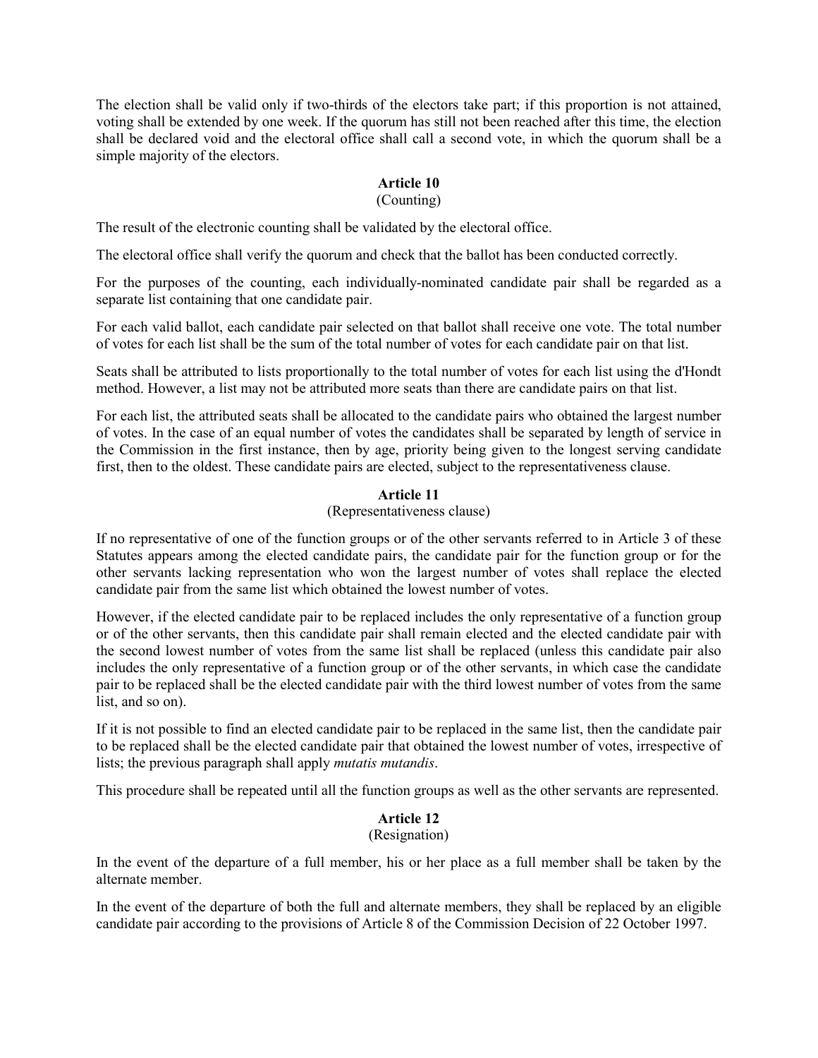The election shall be valid only if two-thirds of the electors take part; if this proportion is not attained, voting shall be extended by one week. If the quorum has still not been reached after this time, the election shall be declared void and the electoral office shall call a second vote, in which the quorum shall be a simple majority of the electors.

## Article 10

(Counting)

The result of the electronic counting shall be validated by the electoral office.

The electoral office shall verify the quorum and check that the ballot has been conducted correctly.

For the purposes of the counting, each individually-nominated candidate pair shall be regarded as a separate list containing that one candidate pair.

For each valid ballot, each candidate pair selected on that ballot shall receive one vote. The total number of votes for each list shall be the sum of the total number of votes for each candidate pair on that list.

Seats shall be attributed to lists proportionally to the total number of votes for each list using the d'Hondt method. However, a list may not be attributed more seats than there are candidate pairs on that list.

For each list, the attributed seats shall be allocated to the candidate pairs who obtained the largest number of votes. In the case of an equal number of votes the candidates shall be separated by length of service in the Commission in the first instance, then by age, priority being given to the longest serving candidate first, then to the oldest. These candidate pairs are elected, subject to the representativeness clause.

## Article 11

(Representativeness clause)

If no representative of one of the function groups or of the other servants referred to in Article 3 of these Statutes appears among the elected candidate pairs, the candidate pair for the function group or for the other servants lacking representation who won the largest number of votes shall replace the elected candidate pair from the same list which obtained the lowest number of votes.

However, if the elected candidate pair to be replaced includes the only representative of a function group or of the other servants, then this candidate pair shall remain elected and the elected candidate pair with the second lowest number of votes from the same list shall be replaced (unless this candidate pair also includes the only representative of a function group or of the other servants, in which case the candidate pair to be replaced shall be the elected candidate pair with the third lowest number of votes from the same list, and so on).

If it is not possible to find an elected candidate pair to be replaced in the same list, then the candidate pair to be replaced shall be the elected candidate pair that obtained the lowest number of votes, irrespective of lists; the previous paragraph shall apply *mutatis mutandis*.

This procedure shall be repeated until all the function groups as well as the other servants are represented.

## Article 12

(Resignation)

In the event of the departure of a full member, his or her place as a full member shall be taken by the alternate member.

In the event of the departure of both the full and alternate members, they shall be replaced by an eligible candidate pair according to the provisions of Article 8 of the Commission Decision of 22 October 1997.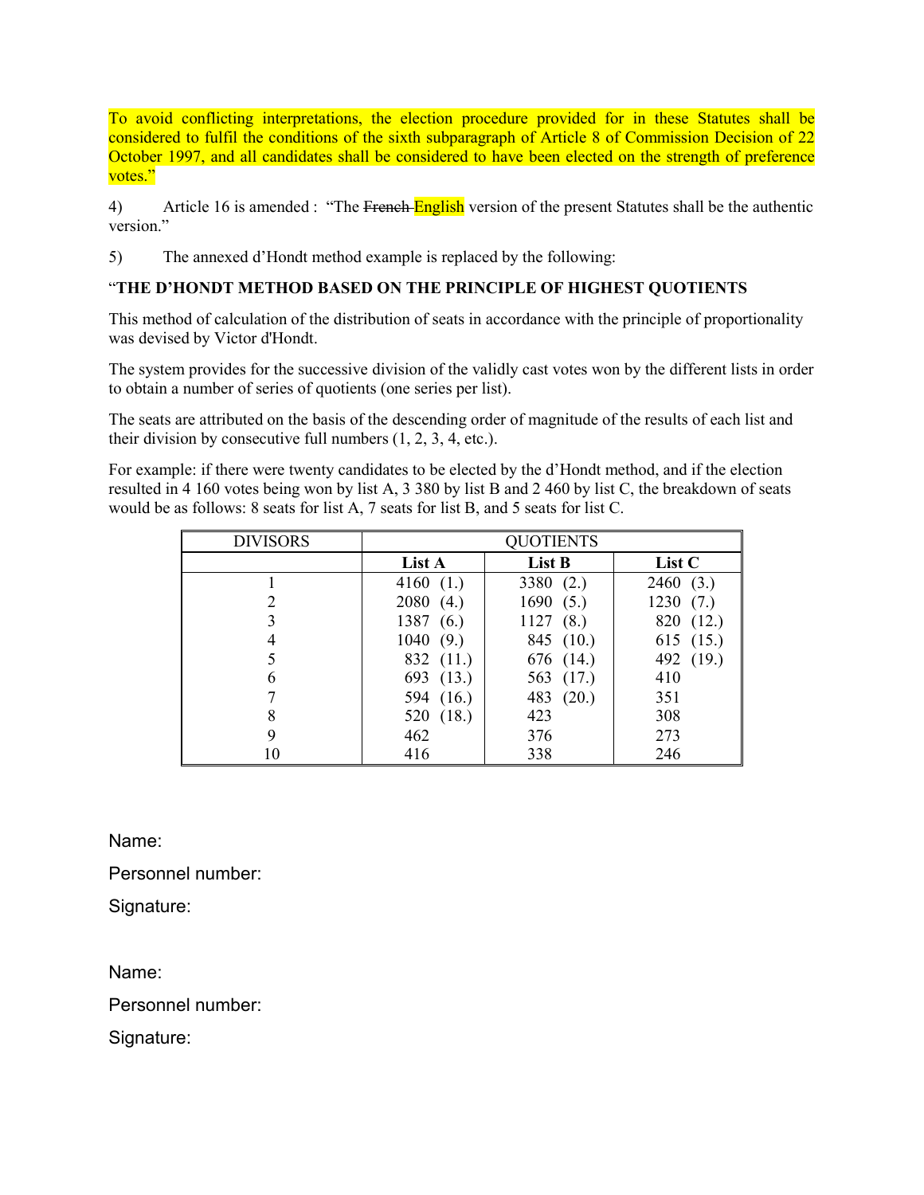To avoid conflicting interpretations, the election procedure provided for in these Statutes shall be considered to fulfil the conditions of the sixth subparagraph of Article 8 of Commission Decision of 22 October 1997, and all candidates shall be considered to have been elected on the strength of preference votes."

4) Article 16 is amended : "The ~~French~~ English version of the present Statutes shall be the authentic version."

5) The annexed d'Hondt method example is replaced by the following:

"**THE D'HONDT METHOD BASED ON THE PRINCIPLE OF HIGHEST QUOTIENTS**

This method of calculation of the distribution of seats in accordance with the principle of proportionality was devised by Victor d'Hondt.

The system provides for the successive division of the validly cast votes won by the different lists in order to obtain a number of series of quotients (one series per list).

The seats are attributed on the basis of the descending order of magnitude of the results of each list and their division by consecutive full numbers (1, 2, 3, 4, etc.).

For example: if there were twenty candidates to be elected by the d'Hondt method, and if the election resulted in 4 160 votes being won by list A, 3 380 by list B and 2 460 by list C, the breakdown of seats would be as follows: 8 seats for list A, 7 seats for list B, and 5 seats for list C.

| DIVISORS | QUOTIENTS | | |
|---|---|---|---|
| | **List A** | **List B** | **List C** |
| 1 | 4160 (1.) | 3380 (2.) | 2460 (3.) |
| 2 | 2080 (4.) | 1690 (5.) | 1230 (7.) |
| 3 | 1387 (6.) | 1127 (8.) | 820 (12.) |
| 4 | 1040 (9.) | 845 (10.) | 615 (15.) |
| 5 | 832 (11.) | 676 (14.) | 492 (19.) |
| 6 | 693 (13.) | 563 (17.) | 410 |
| 7 | 594 (16.) | 483 (20.) | 351 |
| 8 | 520 (18.) | 423 | 308 |
| 9 | 462 | 376 | 273 |
| 10 | 416 | 338 | 246 |

Name:

Personnel number:

Signature:

Name:

Personnel number:

Signature: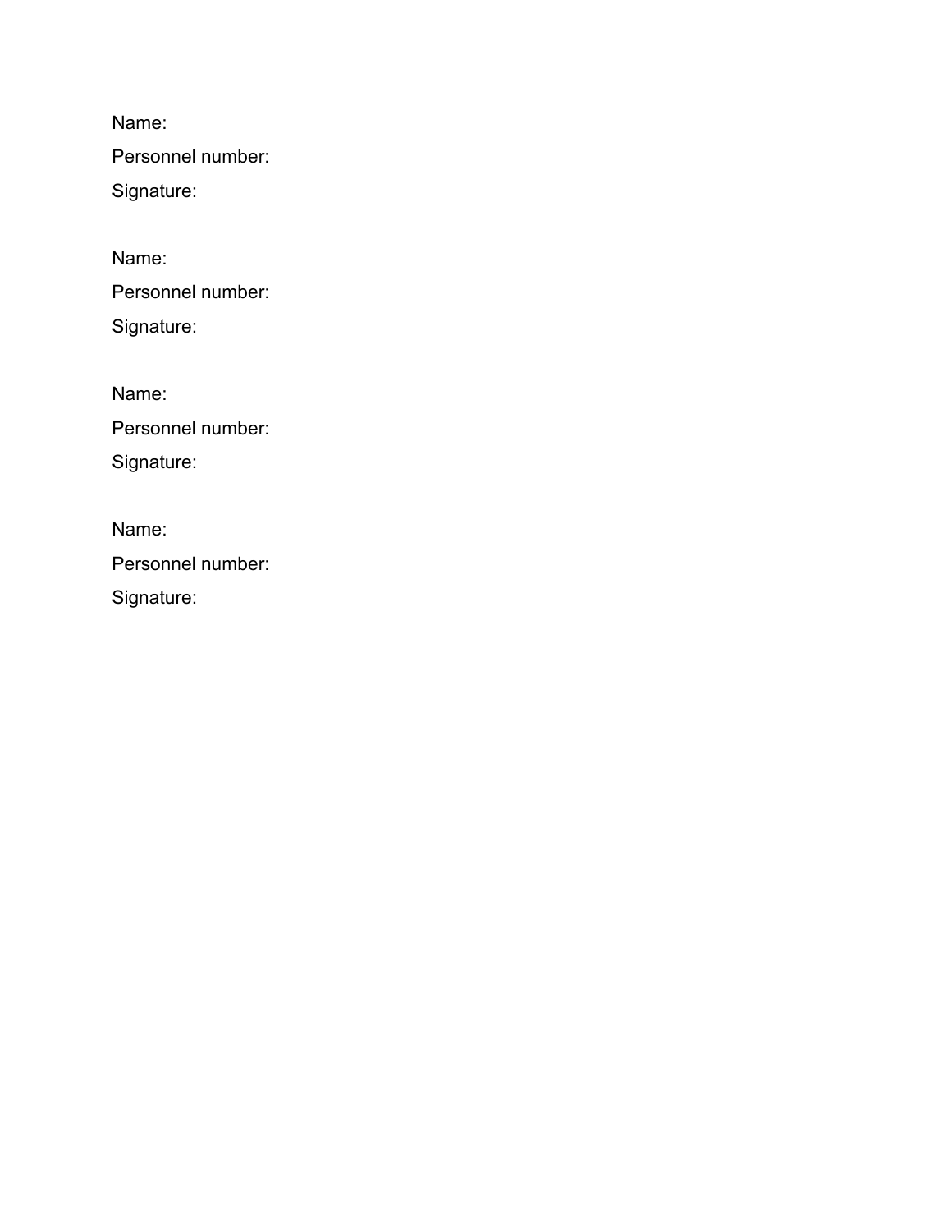Name:

Personnel number:

Signature:

Name:

Personnel number:

Signature:

Name:

Personnel number:

Signature:

Name:

Personnel number:

Signature: